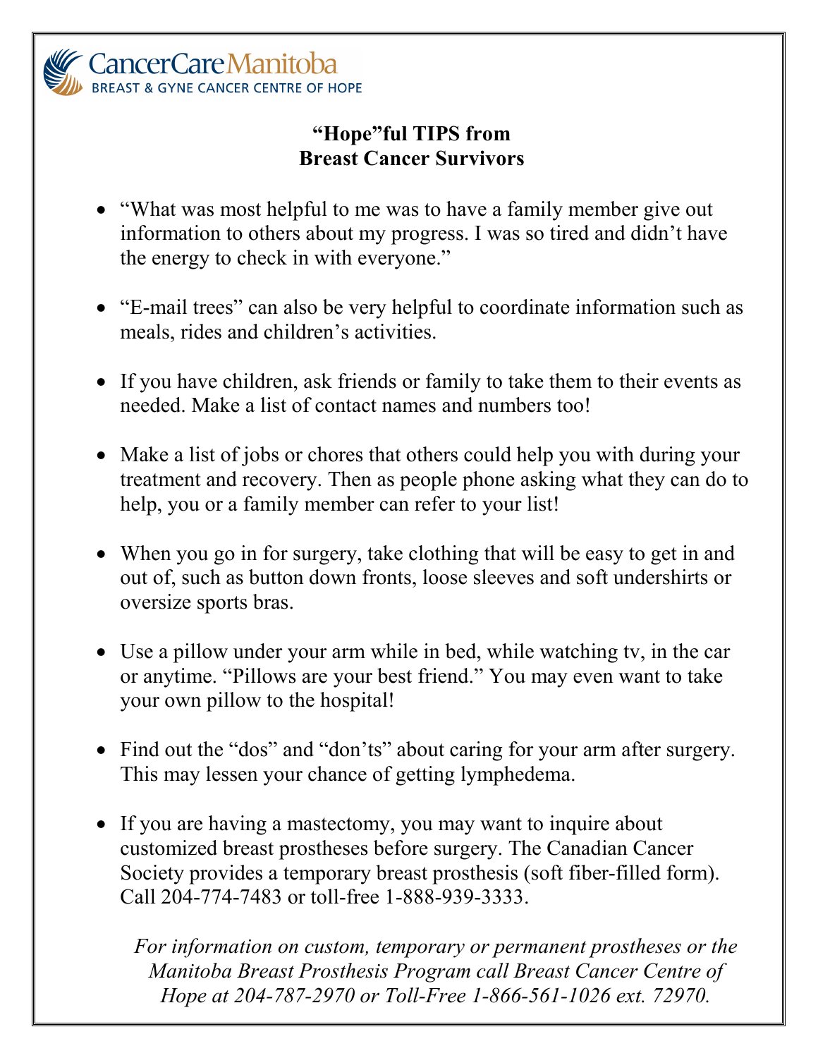CancerCareManitoba
BREAST & GYNE CANCER CENTRE OF HOPE

# "Hope"ful TIPS from Breast Cancer Survivors

- "What was most helpful to me was to have a family member give out information to others about my progress. I was so tired and didn't have the energy to check in with everyone."
- "E-mail trees" can also be very helpful to coordinate information such as meals, rides and children's activities.
- If you have children, ask friends or family to take them to their events as needed. Make a list of contact names and numbers too!
- Make a list of jobs or chores that others could help you with during your treatment and recovery. Then as people phone asking what they can do to help, you or a family member can refer to your list!
- When you go in for surgery, take clothing that will be easy to get in and out of, such as button down fronts, loose sleeves and soft undershirts or oversize sports bras.
- Use a pillow under your arm while in bed, while watching tv, in the car or anytime. "Pillows are your best friend." You may even want to take your own pillow to the hospital!
- Find out the "dos" and "don'ts" about caring for your arm after surgery. This may lessen your chance of getting lymphedema.
- If you are having a mastectomy, you may want to inquire about customized breast prostheses before surgery. The Canadian Cancer Society provides a temporary breast prosthesis (soft fiber-filled form). Call 204-774-7483 or toll-free 1-888-939-3333.

*For information on custom, temporary or permanent prostheses or the Manitoba Breast Prosthesis Program call Breast Cancer Centre of Hope at 204-787-2970 or Toll-Free 1-866-561-1026 ext. 72970.*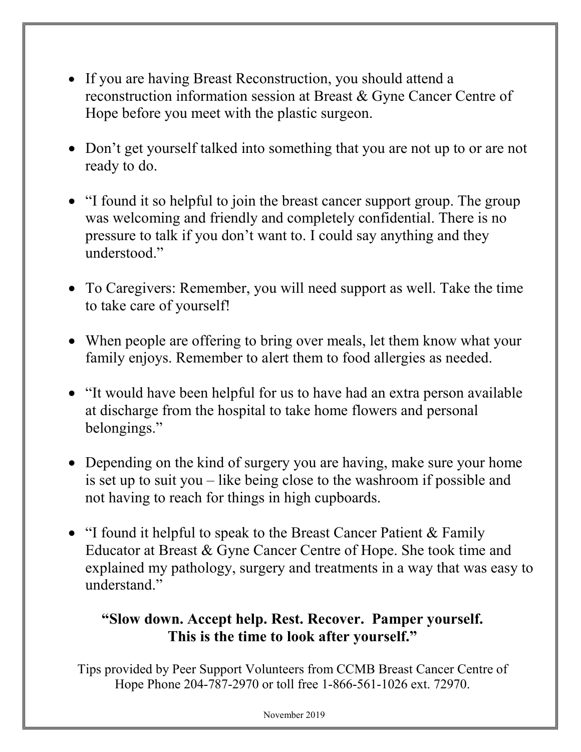- If you are having Breast Reconstruction, you should attend a reconstruction information session at Breast & Gyne Cancer Centre of Hope before you meet with the plastic surgeon.

- Don't get yourself talked into something that you are not up to or are not ready to do.

- "I found it so helpful to join the breast cancer support group. The group was welcoming and friendly and completely confidential. There is no pressure to talk if you don't want to. I could say anything and they understood."

- To Caregivers: Remember, you will need support as well. Take the time to take care of yourself!

- When people are offering to bring over meals, let them know what your family enjoys. Remember to alert them to food allergies as needed.

- "It would have been helpful for us to have had an extra person available at discharge from the hospital to take home flowers and personal belongings."

- Depending on the kind of surgery you are having, make sure your home is set up to suit you – like being close to the washroom if possible and not having to reach for things in high cupboards.

- "I found it helpful to speak to the Breast Cancer Patient & Family Educator at Breast & Gyne Cancer Centre of Hope. She took time and explained my pathology, surgery and treatments in a way that was easy to understand."

**"Slow down. Accept help. Rest. Recover. Pamper yourself. This is the time to look after yourself."**

Tips provided by Peer Support Volunteers from CCMB Breast Cancer Centre of Hope Phone 204-787-2970 or toll free 1-866-561-1026 ext. 72970.

November 2019